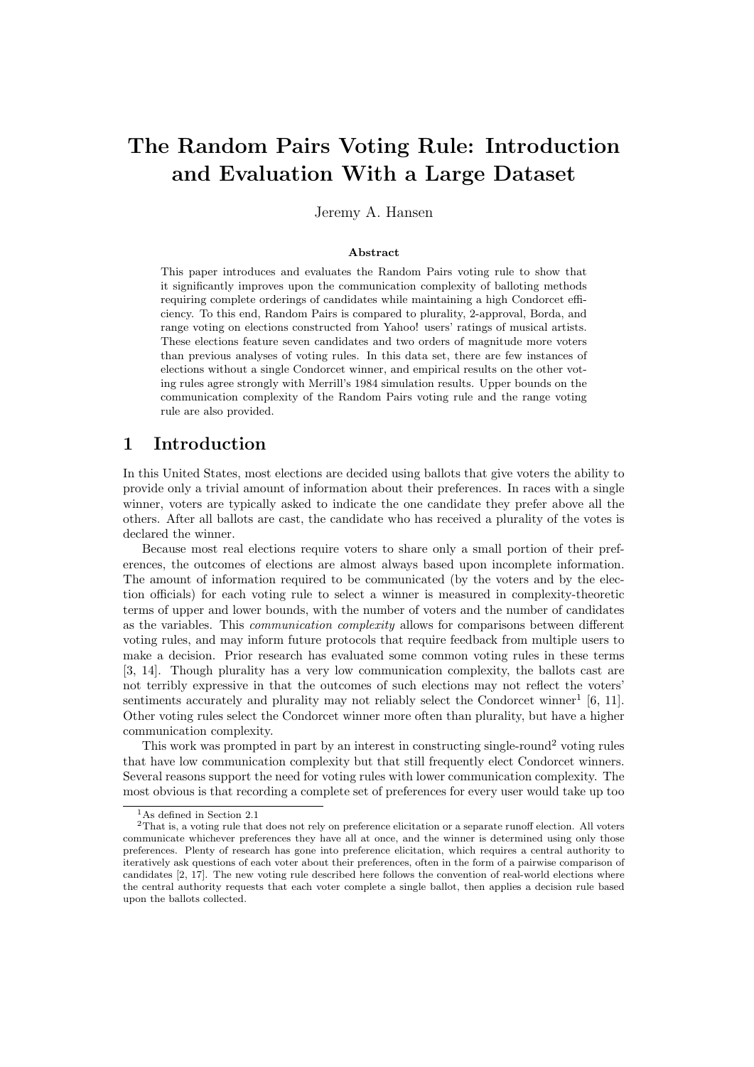# The Random Pairs Voting Rule: Introduction and Evaluation With a Large Dataset

Jeremy A. Hansen

### Abstract

This paper introduces and evaluates the Random Pairs voting rule to show that it significantly improves upon the communication complexity of balloting methods requiring complete orderings of candidates while maintaining a high Condorcet efficiency. To this end, Random Pairs is compared to plurality, 2-approval, Borda, and range voting on elections constructed from Yahoo! users' ratings of musical artists. These elections feature seven candidates and two orders of magnitude more voters than previous analyses of voting rules. In this data set, there are few instances of elections without a single Condorcet winner, and empirical results on the other voting rules agree strongly with Merrill's 1984 simulation results. Upper bounds on the communication complexity of the Random Pairs voting rule and the range voting rule are also provided.

## 1 Introduction

In this United States, most elections are decided using ballots that give voters the ability to provide only a trivial amount of information about their preferences. In races with a single winner, voters are typically asked to indicate the one candidate they prefer above all the others. After all ballots are cast, the candidate who has received a plurality of the votes is declared the winner.

Because most real elections require voters to share only a small portion of their preferences, the outcomes of elections are almost always based upon incomplete information. The amount of information required to be communicated (by the voters and by the election officials) for each voting rule to select a winner is measured in complexity-theoretic terms of upper and lower bounds, with the number of voters and the number of candidates as the variables. This *communication complexity* allows for comparisons between different voting rules, and may inform future protocols that require feedback from multiple users to make a decision. Prior research has evaluated some common voting rules in these terms [3, 14]. Though plurality has a very low communication complexity, the ballots cast are not terribly expressive in that the outcomes of such elections may not reflect the voters' sentiments accurately and plurality may not reliably select the Condorcet winner[1] [6, 11]. Other voting rules select the Condorcet winner more often than plurality, but have a higher communication complexity.

This work was prompted in part by an interest in constructing single-round[2] voting rules that have low communication complexity but that still frequently elect Condorcet winners. Several reasons support the need for voting rules with lower communication complexity. The most obvious is that recording a complete set of preferences for every user would take up too

[1] As defined in Section 2.1

[2] That is, a voting rule that does not rely on preference elicitation or a separate runoff election. All voters communicate whichever preferences they have all at once, and the winner is determined using only those preferences. Plenty of research has gone into preference elicitation, which requires a central authority to iteratively ask questions of each voter about their preferences, often in the form of a pairwise comparison of candidates [2, 17]. The new voting rule described here follows the convention of real-world elections where the central authority requests that each voter complete a single ballot, then applies a decision rule based upon the ballots collected.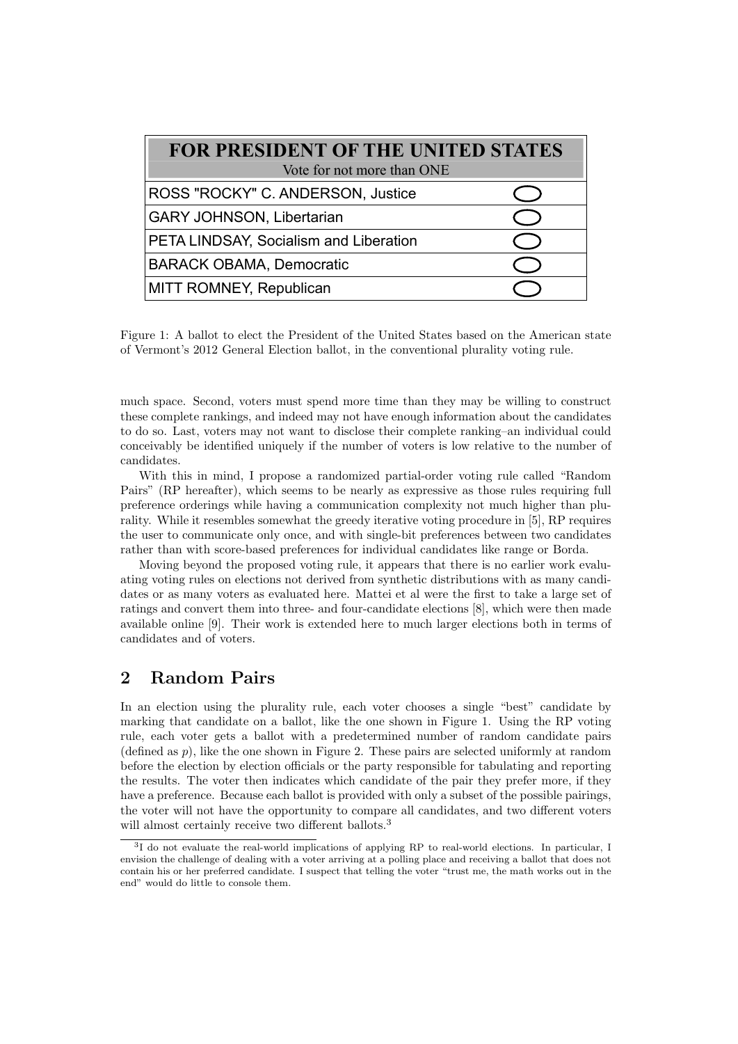| FOR PRESIDENT OF THE UNITED STATES<br>Vote for not more than ONE | |
|---|---|
| ROSS "ROCKY" C. ANDERSON, Justice | ◯ |
| GARY JOHNSON, Libertarian | ◯ |
| PETA LINDSAY, Socialism and Liberation | ◯ |
| BARACK OBAMA, Democratic | ◯ |
| MITT ROMNEY, Republican | ◯ |

Figure 1: A ballot to elect the President of the United States based on the American state of Vermont's 2012 General Election ballot, in the conventional plurality voting rule.

much space. Second, voters must spend more time than they may be willing to construct these complete rankings, and indeed may not have enough information about the candidates to do so. Last, voters may not want to disclose their complete ranking–an individual could conceivably be identified uniquely if the number of voters is low relative to the number of candidates.

With this in mind, I propose a randomized partial-order voting rule called "Random Pairs" (RP hereafter), which seems to be nearly as expressive as those rules requiring full preference orderings while having a communication complexity not much higher than plurality. While it resembles somewhat the greedy iterative voting procedure in [5], RP requires the user to communicate only once, and with single-bit preferences between two candidates rather than with score-based preferences for individual candidates like range or Borda.

Moving beyond the proposed voting rule, it appears that there is no earlier work evaluating voting rules on elections not derived from synthetic distributions with as many candidates or as many voters as evaluated here. Mattei et al were the first to take a large set of ratings and convert them into three- and four-candidate elections [8], which were then made available online [9]. Their work is extended here to much larger elections both in terms of candidates and of voters.

## 2 Random Pairs

In an election using the plurality rule, each voter chooses a single "best" candidate by marking that candidate on a ballot, like the one shown in Figure 1. Using the RP voting rule, each voter gets a ballot with a predetermined number of random candidate pairs (defined as $p$), like the one shown in Figure 2. These pairs are selected uniformly at random before the election by election officials or the party responsible for tabulating and reporting the results. The voter then indicates which candidate of the pair they prefer more, if they have a preference. Because each ballot is provided with only a subset of the possible pairings, the voter will not have the opportunity to compare all candidates, and two different voters will almost certainly receive two different ballots.[3]

[3] I do not evaluate the real-world implications of applying RP to real-world elections. In particular, I envision the challenge of dealing with a voter arriving at a polling place and receiving a ballot that does not contain his or her preferred candidate. I suspect that telling the voter "trust me, the math works out in the end" would do little to console them.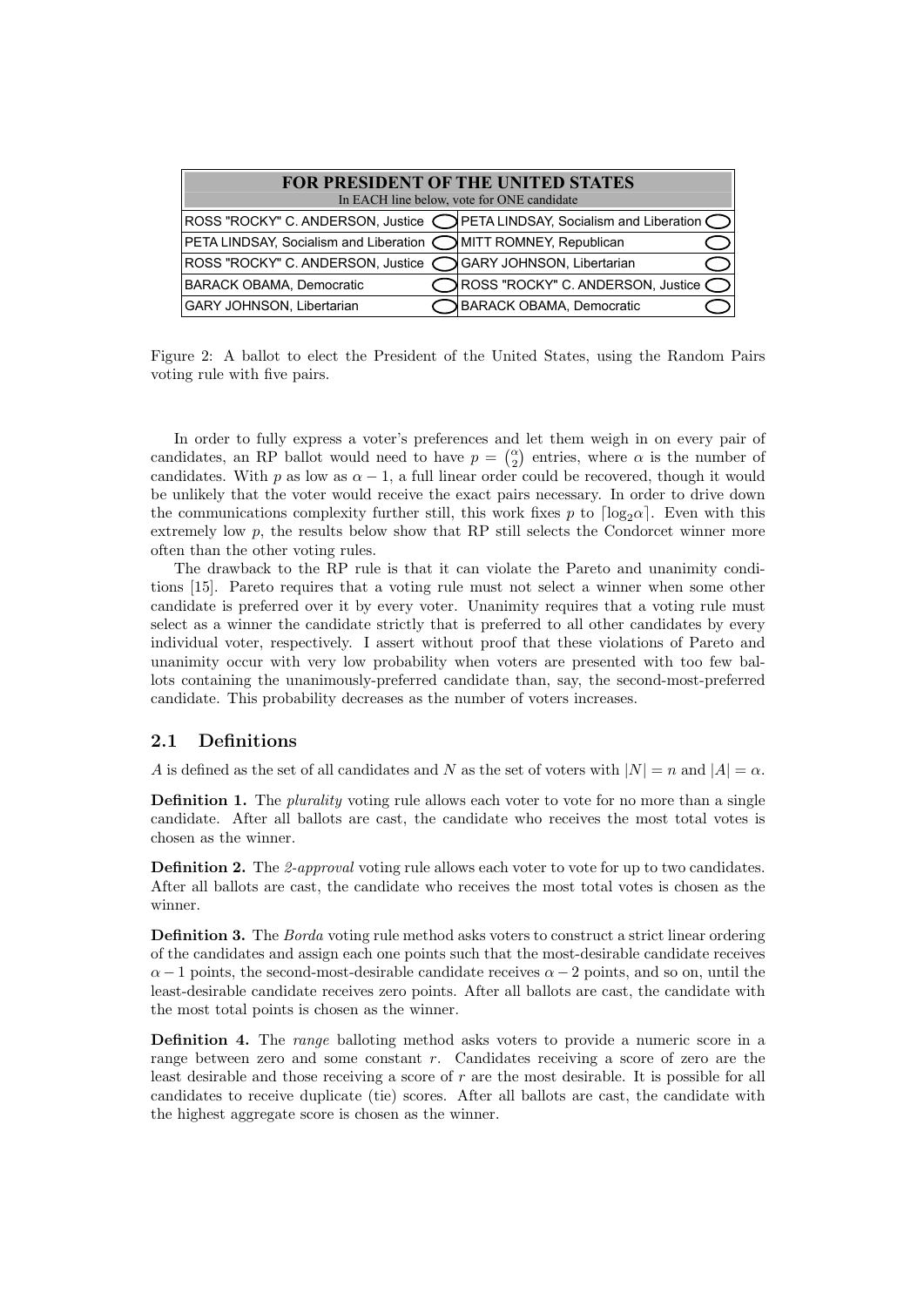| FOR PRESIDENT OF THE UNITED STATES<br>In EACH line below, vote for ONE candidate | |
|---|---|
| ROSS "ROCKY" C. ANDERSON, Justice ◯ | PETA LINDSAY, Socialism and Liberation ◯ |
| PETA LINDSAY, Socialism and Liberation ◯ | MITT ROMNEY, Republican ◯ |
| ROSS "ROCKY" C. ANDERSON, Justice ◯ | GARY JOHNSON, Libertarian ◯ |
| BARACK OBAMA, Democratic ◯ | ROSS "ROCKY" C. ANDERSON, Justice ◯ |
| GARY JOHNSON, Libertarian ◯ | BARACK OBAMA, Democratic ◯ |

Figure 2: A ballot to elect the President of the United States, using the Random Pairs voting rule with five pairs.

In order to fully express a voter's preferences and let them weigh in on every pair of candidates, an RP ballot would need to have $p = \binom{\alpha}{2}$ entries, where $\alpha$ is the number of candidates. With $p$ as low as $\alpha - 1$, a full linear order could be recovered, though it would be unlikely that the voter would receive the exact pairs necessary. In order to drive down the communications complexity further still, this work fixes $p$ to $\lceil \log_2 \alpha \rceil$. Even with this extremely low $p$, the results below show that RP still selects the Condorcet winner more often than the other voting rules.

The drawback to the RP rule is that it can violate the Pareto and unanimity conditions [15]. Pareto requires that a voting rule must not select a winner when some other candidate is preferred over it by every voter. Unanimity requires that a voting rule must select as a winner the candidate strictly that is preferred to all other candidates by every individual voter, respectively. I assert without proof that these violations of Pareto and unanimity occur with very low probability when voters are presented with too few ballots containing the unanimously-preferred candidate than, say, the second-most-preferred candidate. This probability decreases as the number of voters increases.

## 2.1 Definitions

$A$ is defined as the set of all candidates and $N$ as the set of voters with $|N| = n$ and $|A| = \alpha$.

**Definition 1.** The *plurality* voting rule allows each voter to vote for no more than a single candidate. After all ballots are cast, the candidate who receives the most total votes is chosen as the winner.

**Definition 2.** The *2-approval* voting rule allows each voter to vote for up to two candidates. After all ballots are cast, the candidate who receives the most total votes is chosen as the winner.

**Definition 3.** The *Borda* voting rule method asks voters to construct a strict linear ordering of the candidates and assign each one points such that the most-desirable candidate receives $\alpha - 1$ points, the second-most-desirable candidate receives $\alpha - 2$ points, and so on, until the least-desirable candidate receives zero points. After all ballots are cast, the candidate with the most total points is chosen as the winner.

**Definition 4.** The *range* balloting method asks voters to provide a numeric score in a range between zero and some constant $r$. Candidates receiving a score of zero are the least desirable and those receiving a score of $r$ are the most desirable. It is possible for all candidates to receive duplicate (tie) scores. After all ballots are cast, the candidate with the highest aggregate score is chosen as the winner.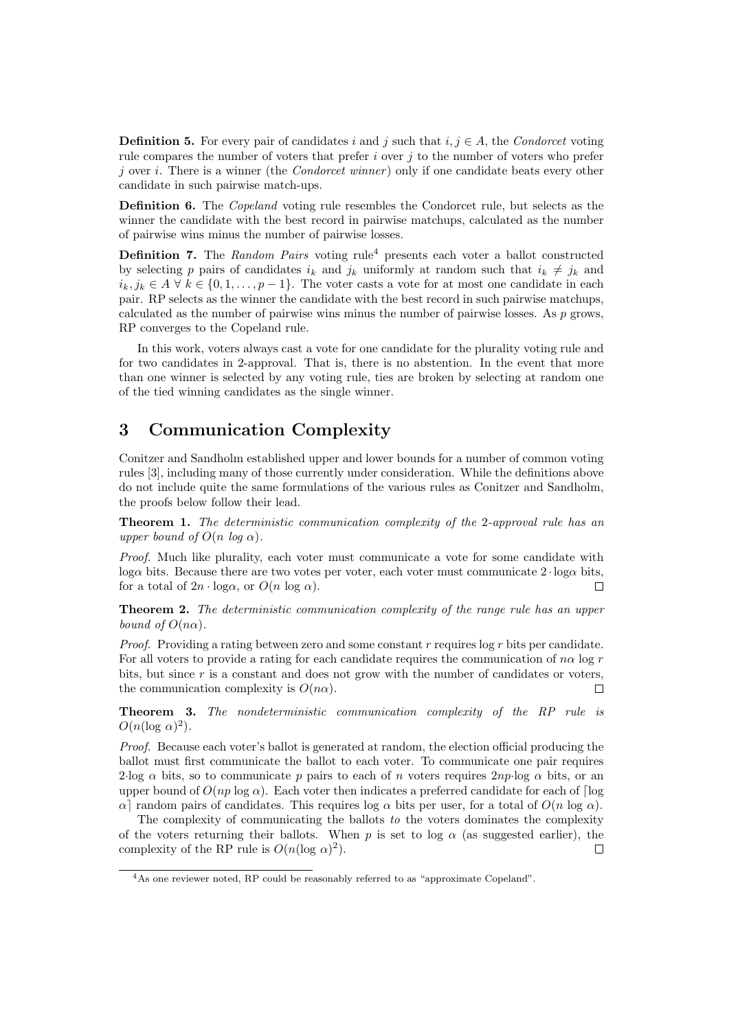**Definition 5.** For every pair of candidates $i$ and $j$ such that $i, j \in A$, the *Condorcet* voting rule compares the number of voters that prefer $i$ over $j$ to the number of voters who prefer $j$ over $i$. There is a winner (the *Condorcet winner*) only if one candidate beats every other candidate in such pairwise match-ups.

**Definition 6.** The *Copeland* voting rule resembles the Condorcet rule, but selects as the winner the candidate with the best record in pairwise matchups, calculated as the number of pairwise wins minus the number of pairwise losses.

**Definition 7.** The *Random Pairs* voting rule[4] presents each voter a ballot constructed by selecting $p$ pairs of candidates $i_k$ and $j_k$ uniformly at random such that $i_k \neq j_k$ and $i_k, j_k \in A \; \forall \; k \in \{0, 1, \ldots, p-1\}$. The voter casts a vote for at most one candidate in each pair. RP selects as the winner the candidate with the best record in such pairwise matchups, calculated as the number of pairwise wins minus the number of pairwise losses. As $p$ grows, RP converges to the Copeland rule.

In this work, voters always cast a vote for one candidate for the plurality voting rule and for two candidates in 2-approval. That is, there is no abstention. In the event that more than one winner is selected by any voting rule, ties are broken by selecting at random one of the tied winning candidates as the single winner.

# 3 Communication Complexity

Conitzer and Sandholm established upper and lower bounds for a number of common voting rules [3], including many of those currently under consideration. While the definitions above do not include quite the same formulations of the various rules as Conitzer and Sandholm, the proofs below follow their lead.

**Theorem 1.** *The deterministic communication complexity of the 2-approval rule has an upper bound of $O(n \log \alpha)$.*

*Proof.* Much like plurality, each voter must communicate a vote for some candidate with $\log\alpha$ bits. Because there are two votes per voter, each voter must communicate $2 \cdot \log\alpha$ bits, for a total of $2n \cdot \log\alpha$, or $O(n \log \alpha)$. □

**Theorem 2.** *The deterministic communication complexity of the range rule has an upper bound of $O(n\alpha)$.*

*Proof.* Providing a rating between zero and some constant $r$ requires $\log r$ bits per candidate. For all voters to provide a rating for each candidate requires the communication of $n\alpha \log r$ bits, but since $r$ is a constant and does not grow with the number of candidates or voters, the communication complexity is $O(n\alpha)$. □

**Theorem 3.** *The nondeterministic communication complexity of the RP rule is $O(n(\log \alpha)^2)$.*

*Proof.* Because each voter's ballot is generated at random, the election official producing the ballot must first communicate the ballot to each voter. To communicate one pair requires $2 \cdot \log \alpha$ bits, so to communicate $p$ pairs to each of $n$ voters requires $2np \cdot \log \alpha$ bits, or an upper bound of $O(np \log \alpha)$. Each voter then indicates a preferred candidate for each of $\lceil \log \alpha \rceil$ random pairs of candidates. This requires $\log \alpha$ bits per user, for a total of $O(n \log \alpha)$.

The complexity of communicating the ballots *to* the voters dominates the complexity of the voters returning their ballots. When $p$ is set to $\log \alpha$ (as suggested earlier), the complexity of the RP rule is $O(n(\log \alpha)^2)$. □

[4] As one reviewer noted, RP could be reasonably referred to as "approximate Copeland".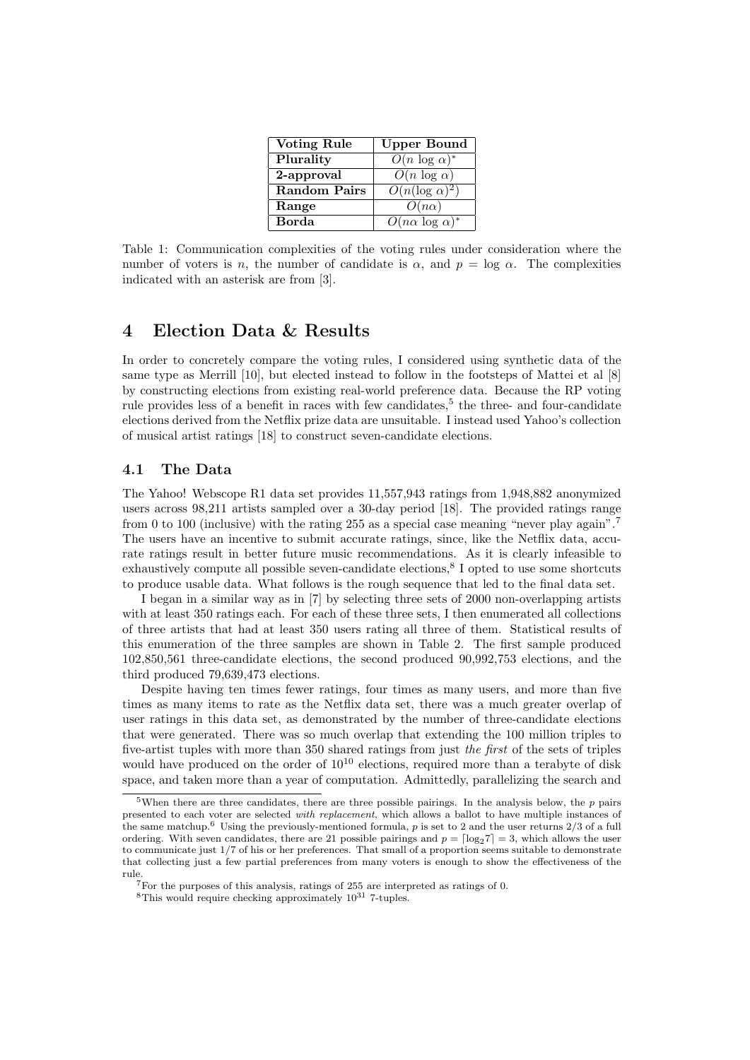| Voting Rule | Upper Bound |
| --- | --- |
| **Plurality** | $O(n \log \alpha)^*$ |
| **2-approval** | $O(n \log \alpha)$ |
| **Random Pairs** | $O(n(\log \alpha)^2)$ |
| **Range** | $O(n\alpha)$ |
| **Borda** | $O(n\alpha \log \alpha)^*$ |

Table 1: Communication complexities of the voting rules under consideration where the number of voters is $n$, the number of candidate is $\alpha$, and $p = \log \alpha$. The complexities indicated with an asterisk are from [3].

# 4 Election Data & Results

In order to concretely compare the voting rules, I considered using synthetic data of the same type as Merrill [10], but elected instead to follow in the footsteps of Mattei et al [8] by constructing elections from existing real-world preference data. Because the RP voting rule provides less of a benefit in races with few candidates,[5] the three- and four-candidate elections derived from the Netflix prize data are unsuitable. I instead used Yahoo's collection of musical artist ratings [18] to construct seven-candidate elections.

## 4.1 The Data

The Yahoo! Webscope R1 data set provides 11,557,943 ratings from 1,948,882 anonymized users across 98,211 artists sampled over a 30-day period [18]. The provided ratings range from 0 to 100 (inclusive) with the rating 255 as a special case meaning "never play again".[7] The users have an incentive to submit accurate ratings, since, like the Netflix data, accurate ratings result in better future music recommendations. As it is clearly infeasible to exhaustively compute all possible seven-candidate elections,[8] I opted to use some shortcuts to produce usable data. What follows is the rough sequence that led to the final data set.

I began in a similar way as in [7] by selecting three sets of 2000 non-overlapping artists with at least 350 ratings each. For each of these three sets, I then enumerated all collections of three artists that had at least 350 users rating all three of them. Statistical results of this enumeration of the three samples are shown in Table 2. The first sample produced 102,850,561 three-candidate elections, the second produced 90,992,753 elections, and the third produced 79,639,473 elections.

Despite having ten times fewer ratings, four times as many users, and more than five times as many items to rate as the Netflix data set, there was a much greater overlap of user ratings in this data set, as demonstrated by the number of three-candidate elections that were generated. There was so much overlap that extending the 100 million triples to five-artist tuples with more than 350 shared ratings from just *the first* of the sets of triples would have produced on the order of $10^{10}$ elections, required more than a terabyte of disk space, and taken more than a year of computation. Admittedly, parallelizing the search and

[5] When there are three candidates, there are three possible pairings. In the analysis below, the $p$ pairs presented to each voter are selected *with replacement*, which allows a ballot to have multiple instances of the same matchup.[6] Using the previously-mentioned formula, $p$ is set to 2 and the user returns 2/3 of a full ordering. With seven candidates, there are 21 possible pairings and $p = \lceil \log_2 7 \rceil = 3$, which allows the user to communicate just 1/7 of his or her preferences. That small of a proportion seems suitable to demonstrate that collecting just a few partial preferences from many voters is enough to show the effectiveness of the rule.

[7] For the purposes of this analysis, ratings of 255 are interpreted as ratings of 0.

[8] This would require checking approximately $10^{31}$ 7-tuples.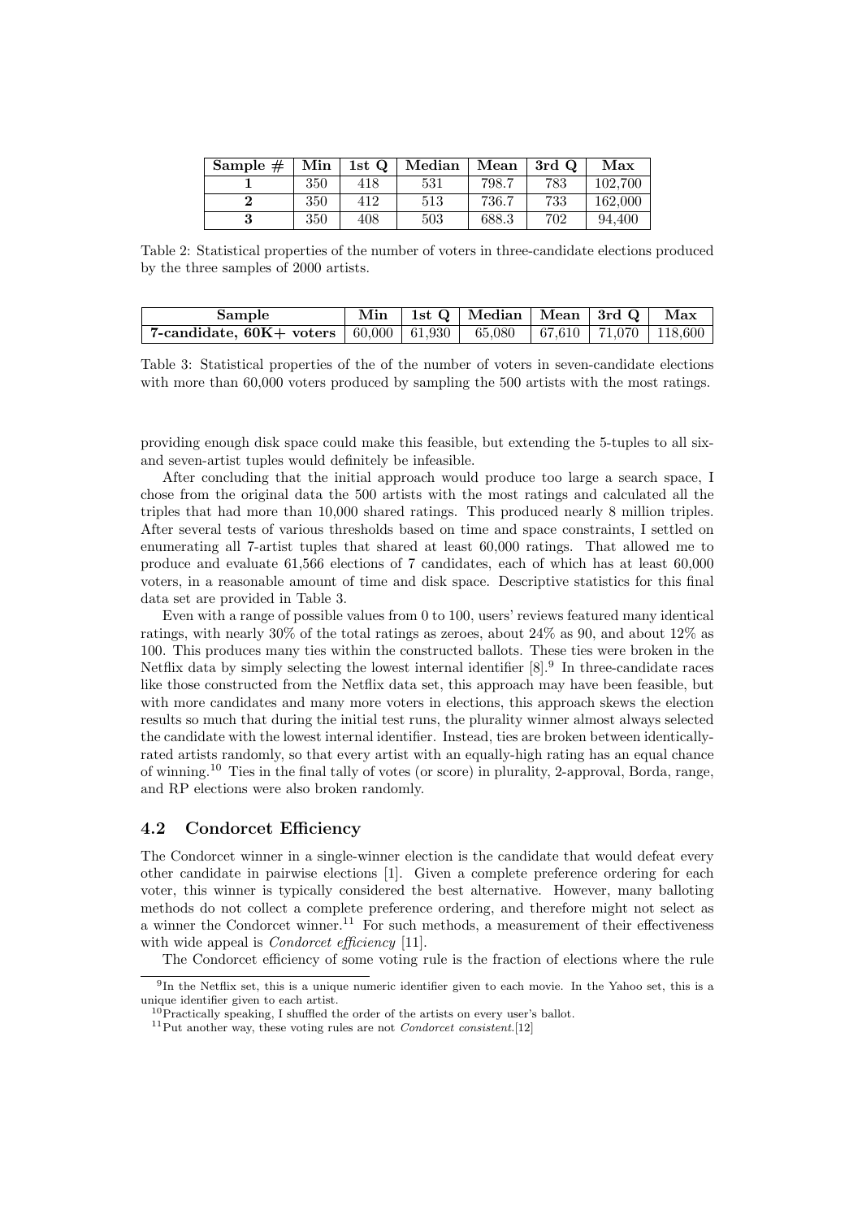| Sample # | Min | 1st Q | Median | Mean | 3rd Q | Max |
|---|---|---|---|---|---|---|
| **1** | 350 | 418 | 531 | 798.7 | 783 | 102,700 |
| **2** | 350 | 412 | 513 | 736.7 | 733 | 162,000 |
| **3** | 350 | 408 | 503 | 688.3 | 702 | 94,400 |

Table 2: Statistical properties of the number of voters in three-candidate elections produced by the three samples of 2000 artists.

| Sample | Min | 1st Q | Median | Mean | 3rd Q | Max |
|---|---|---|---|---|---|---|
| **7-candidate, 60K+ voters** | 60,000 | 61,930 | 65,080 | 67,610 | 71,070 | 118,600 |

Table 3: Statistical properties of the of the number of voters in seven-candidate elections with more than 60,000 voters produced by sampling the 500 artists with the most ratings.

providing enough disk space could make this feasible, but extending the 5-tuples to all six- and seven-artist tuples would definitely be infeasible.

After concluding that the initial approach would produce too large a search space, I chose from the original data the 500 artists with the most ratings and calculated all the triples that had more than 10,000 shared ratings. This produced nearly 8 million triples. After several tests of various thresholds based on time and space constraints, I settled on enumerating all 7-artist tuples that shared at least 60,000 ratings. That allowed me to produce and evaluate 61,566 elections of 7 candidates, each of which has at least 60,000 voters, in a reasonable amount of time and disk space. Descriptive statistics for this final data set are provided in Table 3.

Even with a range of possible values from 0 to 100, users' reviews featured many identical ratings, with nearly 30% of the total ratings as zeroes, about 24% as 90, and about 12% as 100. This produces many ties within the constructed ballots. These ties were broken in the Netflix data by simply selecting the lowest internal identifier [8].[9] In three-candidate races like those constructed from the Netflix data set, this approach may have been feasible, but with more candidates and many more voters in elections, this approach skews the election results so much that during the initial test runs, the plurality winner almost always selected the candidate with the lowest internal identifier. Instead, ties are broken between identically-rated artists randomly, so that every artist with an equally-high rating has an equal chance of winning.[10] Ties in the final tally of votes (or score) in plurality, 2-approval, Borda, range, and RP elections were also broken randomly.

## 4.2 Condorcet Efficiency

The Condorcet winner in a single-winner election is the candidate that would defeat every other candidate in pairwise elections [1]. Given a complete preference ordering for each voter, this winner is typically considered the best alternative. However, many balloting methods do not collect a complete preference ordering, and therefore might not select as a winner the Condorcet winner.[11] For such methods, a measurement of their effectiveness with wide appeal is *Condorcet efficiency* [11].

The Condorcet efficiency of some voting rule is the fraction of elections where the rule

[9] In the Netflix set, this is a unique numeric identifier given to each movie. In the Yahoo set, this is a unique identifier given to each artist.

[10] Practically speaking, I shuffled the order of the artists on every user's ballot.

[11] Put another way, these voting rules are not *Condorcet consistent*.[12]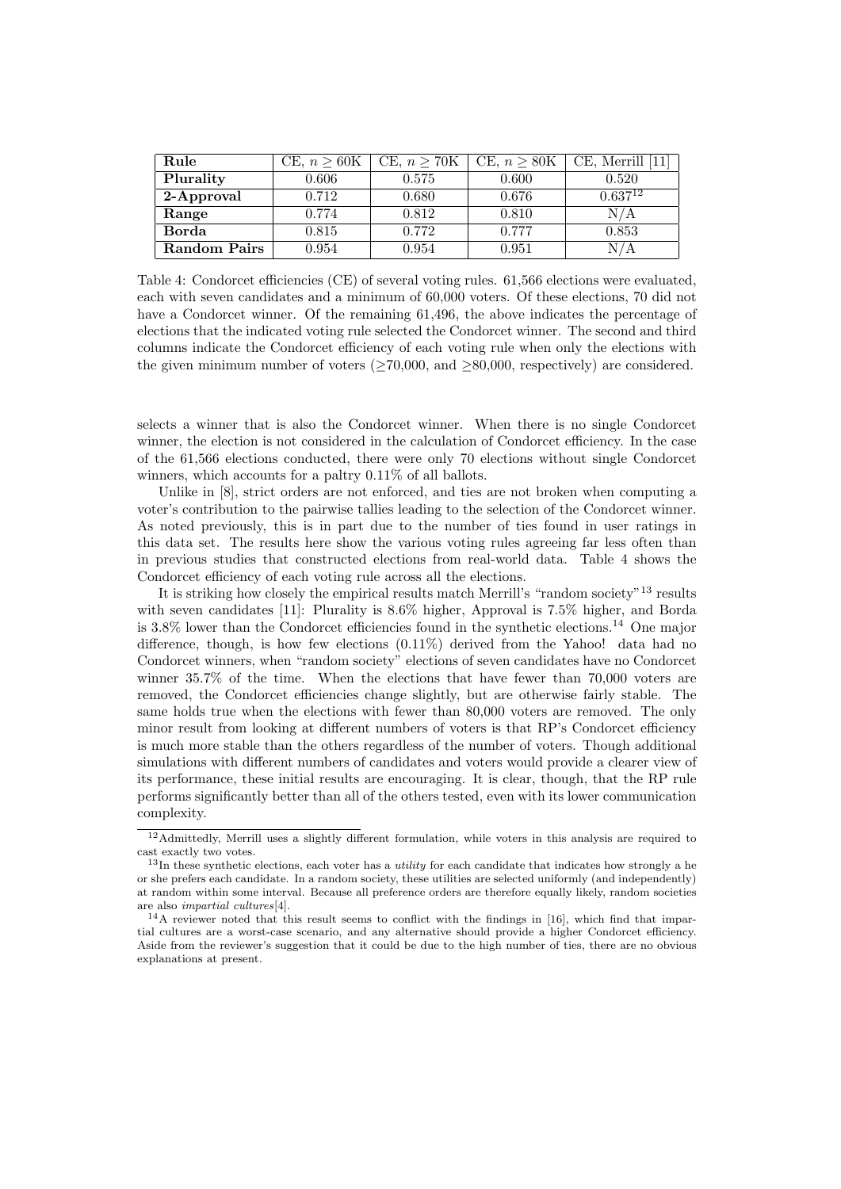| Rule | CE, $n \geq 60\text{K}$ | CE, $n \geq 70\text{K}$ | CE, $n \geq 80\text{K}$ | CE, Merrill [11] |
|---|---|---|---|---|
| **Plurality** | 0.606 | 0.575 | 0.600 | 0.520 |
| **2-Approval** | 0.712 | 0.680 | 0.676 | 0.637[12] |
| **Range** | 0.774 | 0.812 | 0.810 | N/A |
| **Borda** | 0.815 | 0.772 | 0.777 | 0.853 |
| **Random Pairs** | 0.954 | 0.954 | 0.951 | N/A |

Table 4: Condorcet efficiencies (CE) of several voting rules. 61,566 elections were evaluated, each with seven candidates and a minimum of 60,000 voters. Of these elections, 70 did not have a Condorcet winner. Of the remaining 61,496, the above indicates the percentage of elections that the indicated voting rule selected the Condorcet winner. The second and third columns indicate the Condorcet efficiency of each voting rule when only the elections with the given minimum number of voters ($\geq$70,000, and $\geq$80,000, respectively) are considered.

selects a winner that is also the Condorcet winner. When there is no single Condorcet winner, the election is not considered in the calculation of Condorcet efficiency. In the case of the 61,566 elections conducted, there were only 70 elections without single Condorcet winners, which accounts for a paltry 0.11% of all ballots.

Unlike in [8], strict orders are not enforced, and ties are not broken when computing a voter's contribution to the pairwise tallies leading to the selection of the Condorcet winner. As noted previously, this is in part due to the number of ties found in user ratings in this data set. The results here show the various voting rules agreeing far less often than in previous studies that constructed elections from real-world data. Table 4 shows the Condorcet efficiency of each voting rule across all the elections.

It is striking how closely the empirical results match Merrill's "random society"[13] results with seven candidates [11]: Plurality is 8.6% higher, Approval is 7.5% higher, and Borda is 3.8% lower than the Condorcet efficiencies found in the synthetic elections.[14] One major difference, though, is how few elections (0.11%) derived from the Yahoo! data had no Condorcet winners, when "random society" elections of seven candidates have no Condorcet winner 35.7% of the time. When the elections that have fewer than 70,000 voters are removed, the Condorcet efficiencies change slightly, but are otherwise fairly stable. The same holds true when the elections with fewer than 80,000 voters are removed. The only minor result from looking at different numbers of voters is that RP's Condorcet efficiency is much more stable than the others regardless of the number of voters. Though additional simulations with different numbers of candidates and voters would provide a clearer view of its performance, these initial results are encouraging. It is clear, though, that the RP rule performs significantly better than all of the others tested, even with its lower communication complexity.

---

[12] Admittedly, Merrill uses a slightly different formulation, while voters in this analysis are required to cast exactly two votes.

[13] In these synthetic elections, each voter has a *utility* for each candidate that indicates how strongly a he or she prefers each candidate. In a random society, these utilities are selected uniformly (and independently) at random within some interval. Because all preference orders are therefore equally likely, random societies are also *impartial cultures*[4].

[14] A reviewer noted that this result seems to conflict with the findings in [16], which find that impartial cultures are a worst-case scenario, and any alternative should provide a higher Condorcet efficiency. Aside from the reviewer's suggestion that it could be due to the high number of ties, there are no obvious explanations at present.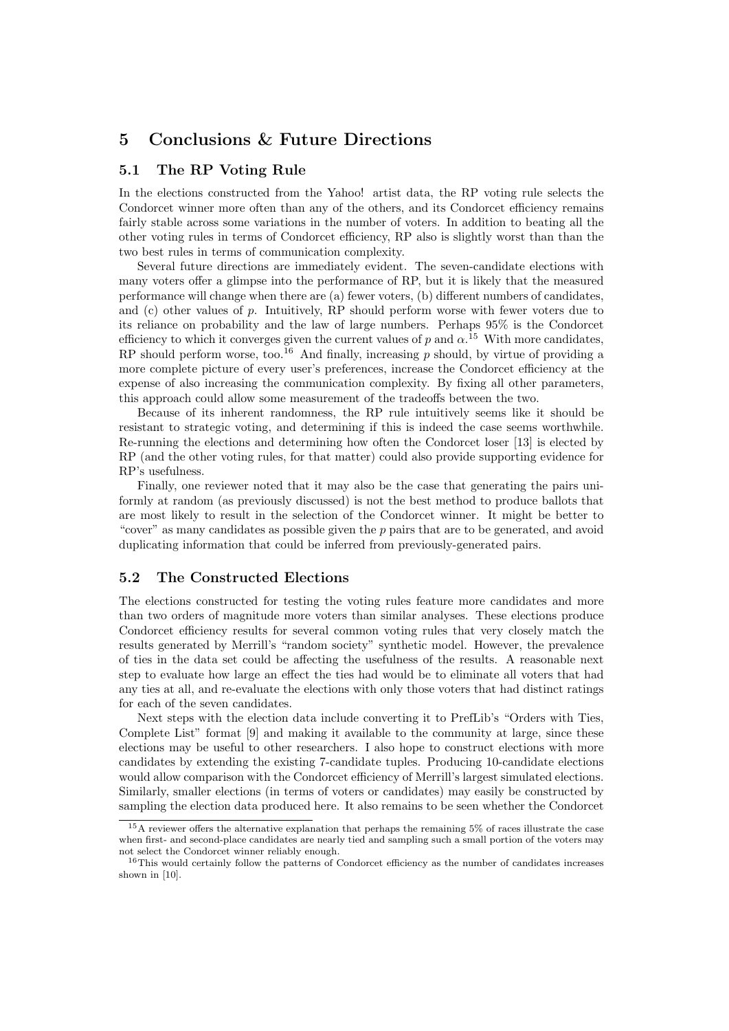## 5 Conclusions & Future Directions

### 5.1 The RP Voting Rule

In the elections constructed from the Yahoo! artist data, the RP voting rule selects the Condorcet winner more often than any of the others, and its Condorcet efficiency remains fairly stable across some variations in the number of voters. In addition to beating all the other voting rules in terms of Condorcet efficiency, RP also is slightly worst than than the two best rules in terms of communication complexity.

Several future directions are immediately evident. The seven-candidate elections with many voters offer a glimpse into the performance of RP, but it is likely that the measured performance will change when there are (a) fewer voters, (b) different numbers of candidates, and (c) other values of $p$. Intuitively, RP should perform worse with fewer voters due to its reliance on probability and the law of large numbers. Perhaps 95% is the Condorcet efficiency to which it converges given the current values of $p$ and $\alpha$.[15] With more candidates, RP should perform worse, too.[16] And finally, increasing $p$ should, by virtue of providing a more complete picture of every user's preferences, increase the Condorcet efficiency at the expense of also increasing the communication complexity. By fixing all other parameters, this approach could allow some measurement of the tradeoffs between the two.

Because of its inherent randomness, the RP rule intuitively seems like it should be resistant to strategic voting, and determining if this is indeed the case seems worthwhile. Re-running the elections and determining how often the Condorcet loser [13] is elected by RP (and the other voting rules, for that matter) could also provide supporting evidence for RP's usefulness.

Finally, one reviewer noted that it may also be the case that generating the pairs uniformly at random (as previously discussed) is not the best method to produce ballots that are most likely to result in the selection of the Condorcet winner. It might be better to "cover" as many candidates as possible given the $p$ pairs that are to be generated, and avoid duplicating information that could be inferred from previously-generated pairs.

### 5.2 The Constructed Elections

The elections constructed for testing the voting rules feature more candidates and more than two orders of magnitude more voters than similar analyses. These elections produce Condorcet efficiency results for several common voting rules that very closely match the results generated by Merrill's "random society" synthetic model. However, the prevalence of ties in the data set could be affecting the usefulness of the results. A reasonable next step to evaluate how large an effect the ties had would be to eliminate all voters that had any ties at all, and re-evaluate the elections with only those voters that had distinct ratings for each of the seven candidates.

Next steps with the election data include converting it to PrefLib's "Orders with Ties, Complete List" format [9] and making it available to the community at large, since these elections may be useful to other researchers. I also hope to construct elections with more candidates by extending the existing 7-candidate tuples. Producing 10-candidate elections would allow comparison with the Condorcet efficiency of Merrill's largest simulated elections. Similarly, smaller elections (in terms of voters or candidates) may easily be constructed by sampling the election data produced here. It also remains to be seen whether the Condorcet

[15] A reviewer offers the alternative explanation that perhaps the remaining 5% of races illustrate the case when first- and second-place candidates are nearly tied and sampling such a small portion of the voters may not select the Condorcet winner reliably enough.

[16] This would certainly follow the patterns of Condorcet efficiency as the number of candidates increases shown in [10].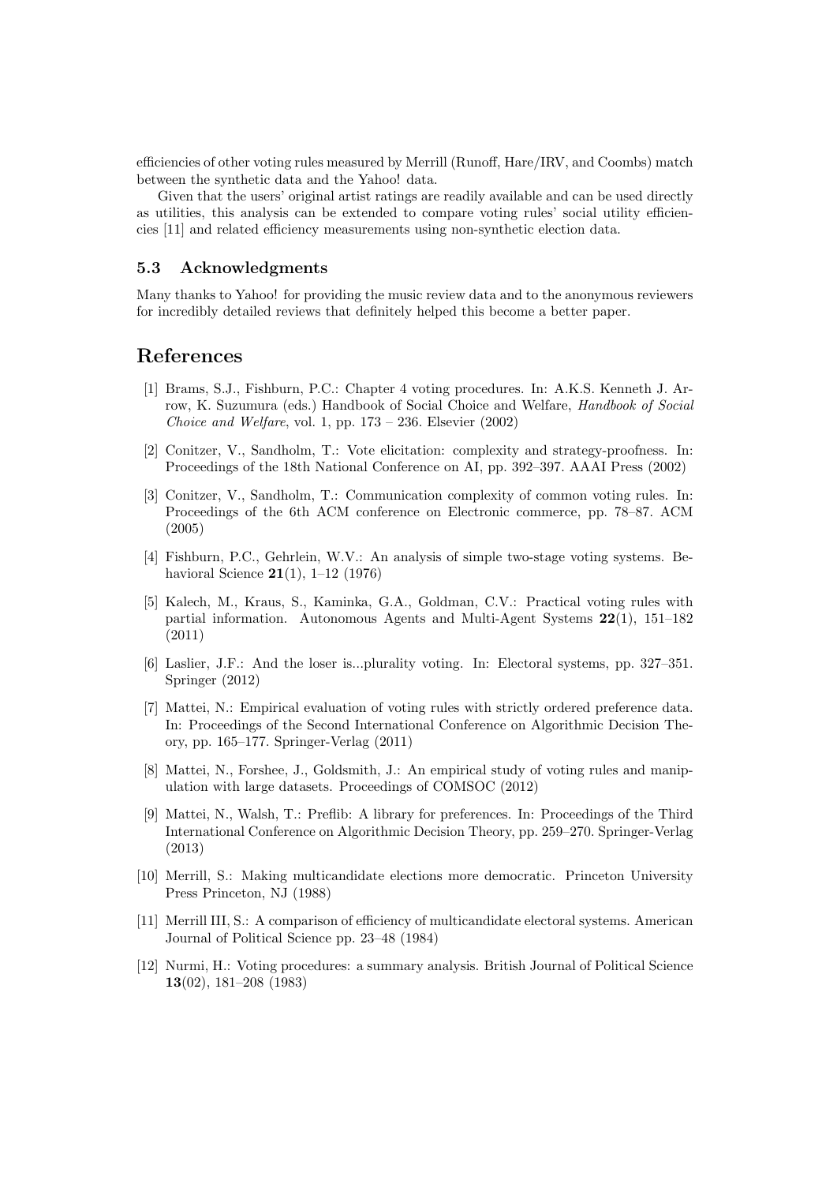efficiencies of other voting rules measured by Merrill (Runoff, Hare/IRV, and Coombs) match between the synthetic data and the Yahoo! data.

Given that the users' original artist ratings are readily available and can be used directly as utilities, this analysis can be extended to compare voting rules' social utility efficiencies [11] and related efficiency measurements using non-synthetic election data.

### 5.3 Acknowledgments

Many thanks to Yahoo! for providing the music review data and to the anonymous reviewers for incredibly detailed reviews that definitely helped this become a better paper.

## References

[1] Brams, S.J., Fishburn, P.C.: Chapter 4 voting procedures. In: A.K.S. Kenneth J. Arrow, K. Suzumura (eds.) Handbook of Social Choice and Welfare, *Handbook of Social Choice and Welfare*, vol. 1, pp. 173 – 236. Elsevier (2002)

[2] Conitzer, V., Sandholm, T.: Vote elicitation: complexity and strategy-proofness. In: Proceedings of the 18th National Conference on AI, pp. 392–397. AAAI Press (2002)

[3] Conitzer, V., Sandholm, T.: Communication complexity of common voting rules. In: Proceedings of the 6th ACM conference on Electronic commerce, pp. 78–87. ACM (2005)

[4] Fishburn, P.C., Gehrlein, W.V.: An analysis of simple two-stage voting systems. Behavioral Science **21**(1), 1–12 (1976)

[5] Kalech, M., Kraus, S., Kaminka, G.A., Goldman, C.V.: Practical voting rules with partial information. Autonomous Agents and Multi-Agent Systems **22**(1), 151–182 (2011)

[6] Laslier, J.F.: And the loser is...plurality voting. In: Electoral systems, pp. 327–351. Springer (2012)

[7] Mattei, N.: Empirical evaluation of voting rules with strictly ordered preference data. In: Proceedings of the Second International Conference on Algorithmic Decision Theory, pp. 165–177. Springer-Verlag (2011)

[8] Mattei, N., Forshee, J., Goldsmith, J.: An empirical study of voting rules and manipulation with large datasets. Proceedings of COMSOC (2012)

[9] Mattei, N., Walsh, T.: Preflib: A library for preferences. In: Proceedings of the Third International Conference on Algorithmic Decision Theory, pp. 259–270. Springer-Verlag (2013)

[10] Merrill, S.: Making multicandidate elections more democratic. Princeton University Press Princeton, NJ (1988)

[11] Merrill III, S.: A comparison of efficiency of multicandidate electoral systems. American Journal of Political Science pp. 23–48 (1984)

[12] Nurmi, H.: Voting procedures: a summary analysis. British Journal of Political Science **13**(02), 181–208 (1983)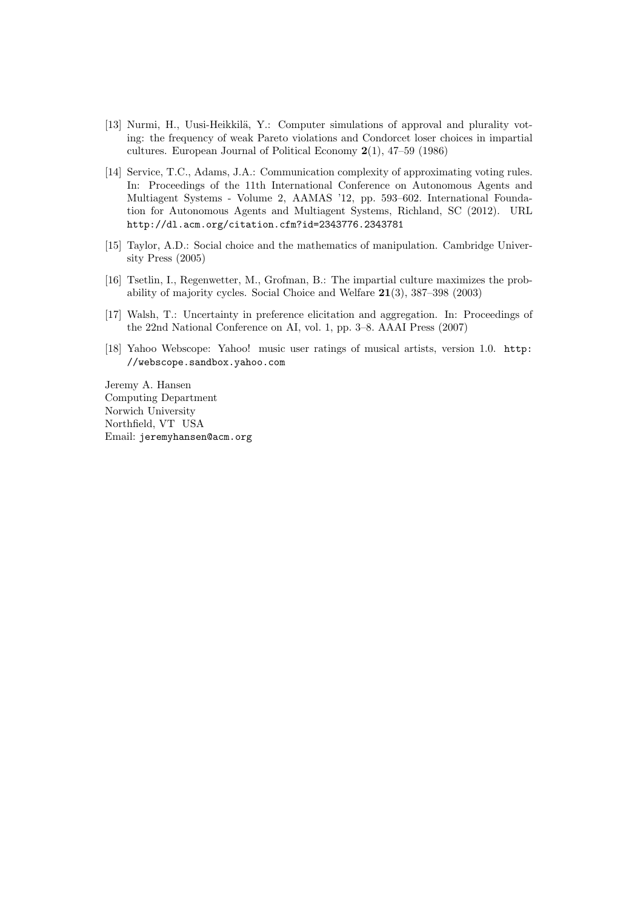[13] Nurmi, H., Uusi-Heikkilä, Y.: Computer simulations of approval and plurality voting: the frequency of weak Pareto violations and Condorcet loser choices in impartial cultures. European Journal of Political Economy **2**(1), 47–59 (1986)

[14] Service, T.C., Adams, J.A.: Communication complexity of approximating voting rules. In: Proceedings of the 11th International Conference on Autonomous Agents and Multiagent Systems - Volume 2, AAMAS '12, pp. 593–602. International Foundation for Autonomous Agents and Multiagent Systems, Richland, SC (2012). URL `http://dl.acm.org/citation.cfm?id=2343776.2343781`

[15] Taylor, A.D.: Social choice and the mathematics of manipulation. Cambridge University Press (2005)

[16] Tsetlin, I., Regenwetter, M., Grofman, B.: The impartial culture maximizes the probability of majority cycles. Social Choice and Welfare **21**(3), 387–398 (2003)

[17] Walsh, T.: Uncertainty in preference elicitation and aggregation. In: Proceedings of the 22nd National Conference on AI, vol. 1, pp. 3–8. AAAI Press (2007)

[18] Yahoo Webscope: Yahoo! music user ratings of musical artists, version 1.0. `http://webscope.sandbox.yahoo.com`

Jeremy A. Hansen
Computing Department
Norwich University
Northfield, VT USA
Email: `jeremyhansen@acm.org`